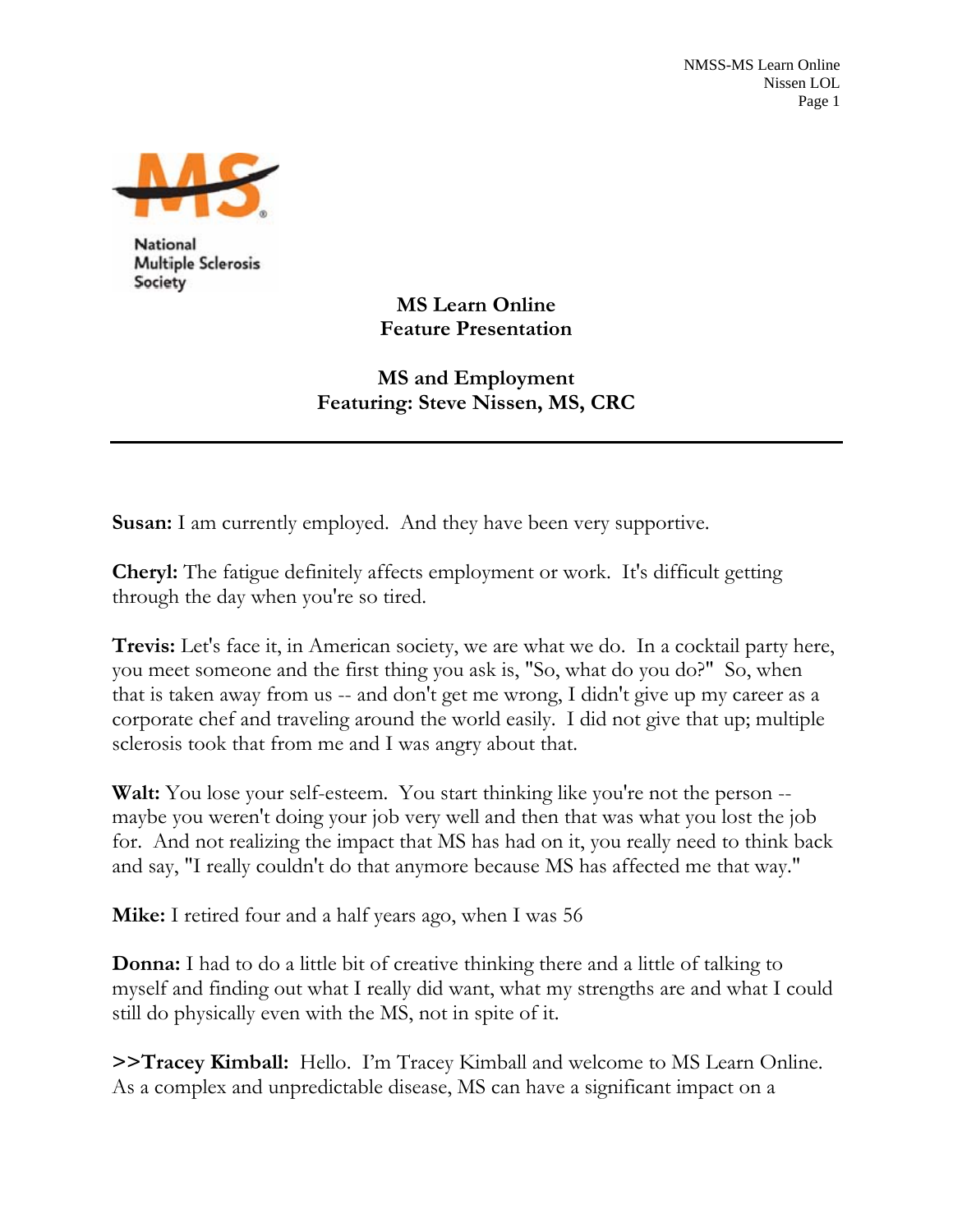National Multiple Sclerosis Society

# MS Learn Online
## Feature Presentation

## MS and Employment
### Featuring: Steve Nissen, MS, CRC

---

**Susan:** I am currently employed. And they have been very supportive.

**Cheryl:** The fatigue definitely affects employment or work. It's difficult getting through the day when you're so tired.

**Trevis:** Let's face it, in American society, we are what we do. In a cocktail party here, you meet someone and the first thing you ask is, "So, what do you do?" So, when that is taken away from us -- and don't get me wrong, I didn't give up my career as a corporate chef and traveling around the world easily. I did not give that up; multiple sclerosis took that from me and I was angry about that.

**Walt:** You lose your self-esteem. You start thinking like you're not the person -- maybe you weren't doing your job very well and then that was what you lost the job for. And not realizing the impact that MS has had on it, you really need to think back and say, "I really couldn't do that anymore because MS has affected me that way."

**Mike:** I retired four and a half years ago, when I was 56

**Donna:** I had to do a little bit of creative thinking there and a little of talking to myself and finding out what I really did want, what my strengths are and what I could still do physically even with the MS, not in spite of it.

**>>Tracey Kimball:** Hello. I'm Tracey Kimball and welcome to MS Learn Online. As a complex and unpredictable disease, MS can have a significant impact on a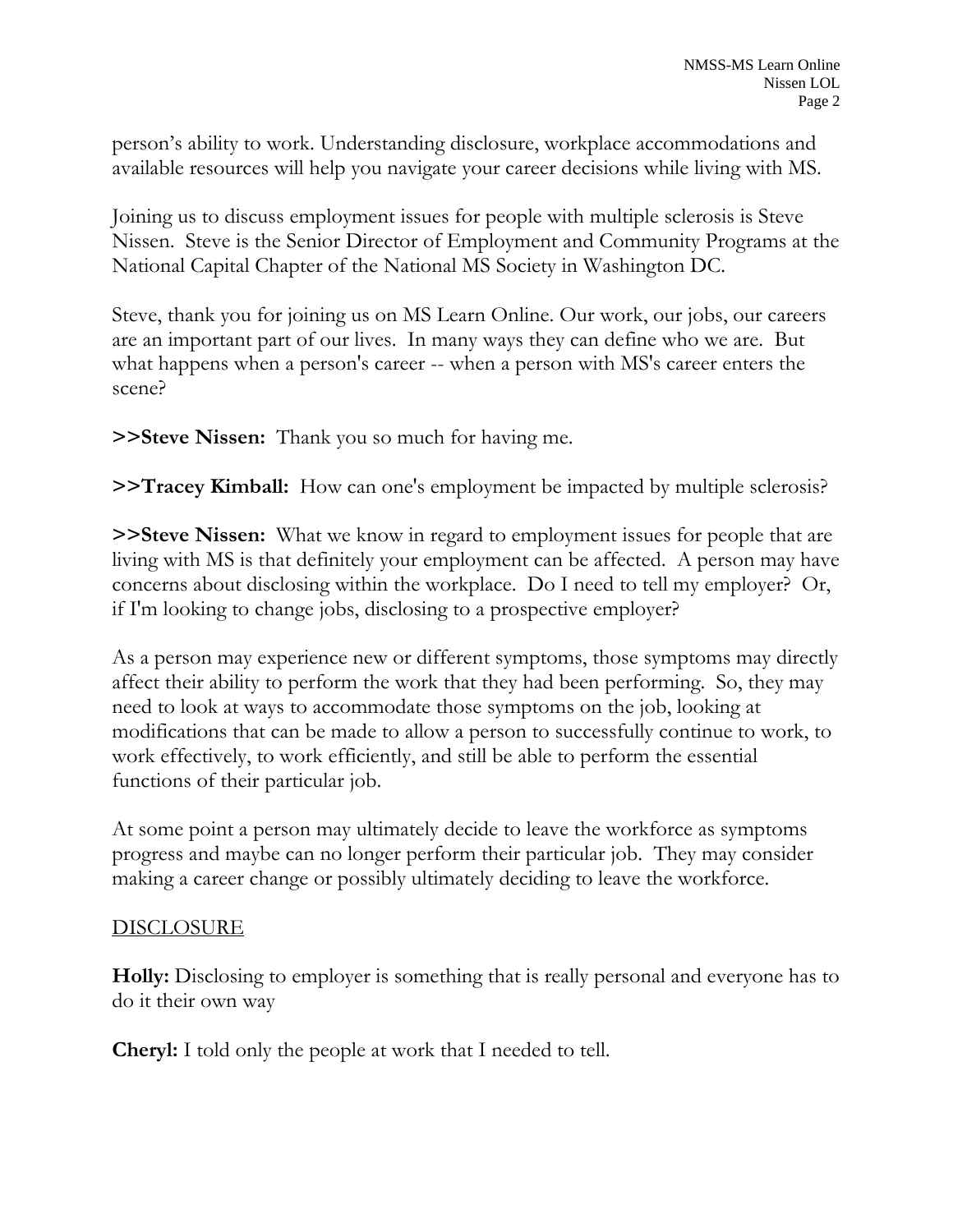person's ability to work. Understanding disclosure, workplace accommodations and available resources will help you navigate your career decisions while living with MS.

Joining us to discuss employment issues for people with multiple sclerosis is Steve Nissen. Steve is the Senior Director of Employment and Community Programs at the National Capital Chapter of the National MS Society in Washington DC.

Steve, thank you for joining us on MS Learn Online. Our work, our jobs, our careers are an important part of our lives. In many ways they can define who we are. But what happens when a person's career -- when a person with MS's career enters the scene?

**>>Steve Nissen:** Thank you so much for having me.

**>>Tracey Kimball:** How can one's employment be impacted by multiple sclerosis?

**>>Steve Nissen:** What we know in regard to employment issues for people that are living with MS is that definitely your employment can be affected. A person may have concerns about disclosing within the workplace. Do I need to tell my employer? Or, if I'm looking to change jobs, disclosing to a prospective employer?

As a person may experience new or different symptoms, those symptoms may directly affect their ability to perform the work that they had been performing. So, they may need to look at ways to accommodate those symptoms on the job, looking at modifications that can be made to allow a person to successfully continue to work, to work effectively, to work efficiently, and still be able to perform the essential functions of their particular job.

At some point a person may ultimately decide to leave the workforce as symptoms progress and maybe can no longer perform their particular job. They may consider making a career change or possibly ultimately deciding to leave the workforce.

<u>DISCLOSURE</u>

**Holly:** Disclosing to employer is something that is really personal and everyone has to do it their own way

**Cheryl:** I told only the people at work that I needed to tell.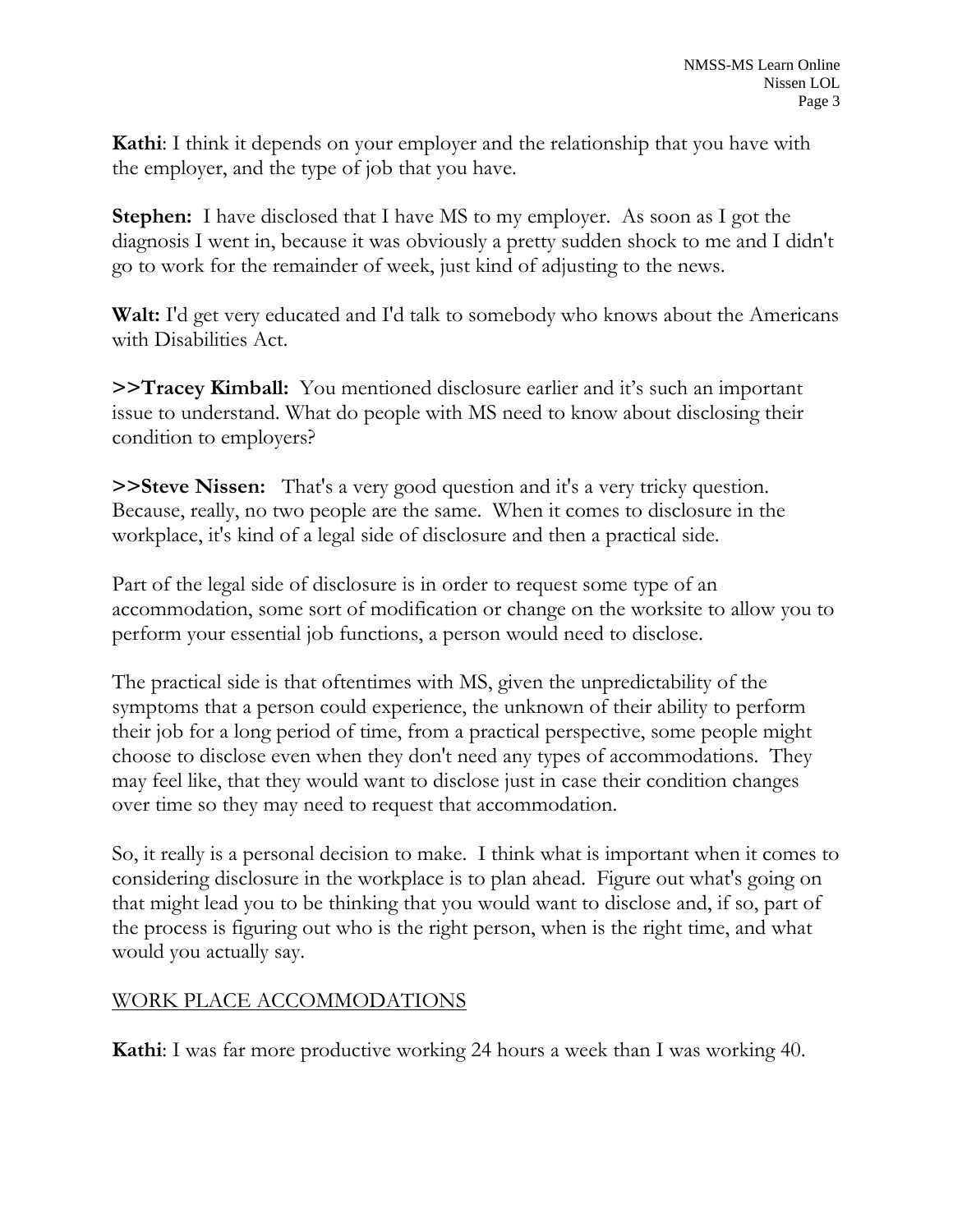**Kathi**: I think it depends on your employer and the relationship that you have with the employer, and the type of job that you have.

**Stephen:** I have disclosed that I have MS to my employer. As soon as I got the diagnosis I went in, because it was obviously a pretty sudden shock to me and I didn't go to work for the remainder of week, just kind of adjusting to the news.

**Walt:** I'd get very educated and I'd talk to somebody who knows about the Americans with Disabilities Act.

**>>Tracey Kimball:** You mentioned disclosure earlier and it's such an important issue to understand. What do people with MS need to know about disclosing their condition to employers?

**>>Steve Nissen:** That's a very good question and it's a very tricky question. Because, really, no two people are the same. When it comes to disclosure in the workplace, it's kind of a legal side of disclosure and then a practical side.

Part of the legal side of disclosure is in order to request some type of an accommodation, some sort of modification or change on the worksite to allow you to perform your essential job functions, a person would need to disclose.

The practical side is that oftentimes with MS, given the unpredictability of the symptoms that a person could experience, the unknown of their ability to perform their job for a long period of time, from a practical perspective, some people might choose to disclose even when they don't need any types of accommodations. They may feel like, that they would want to disclose just in case their condition changes over time so they may need to request that accommodation.

So, it really is a personal decision to make. I think what is important when it comes to considering disclosure in the workplace is to plan ahead. Figure out what's going on that might lead you to be thinking that you would want to disclose and, if so, part of the process is figuring out who is the right person, when is the right time, and what would you actually say.

## WORK PLACE ACCOMMODATIONS

**Kathi**: I was far more productive working 24 hours a week than I was working 40.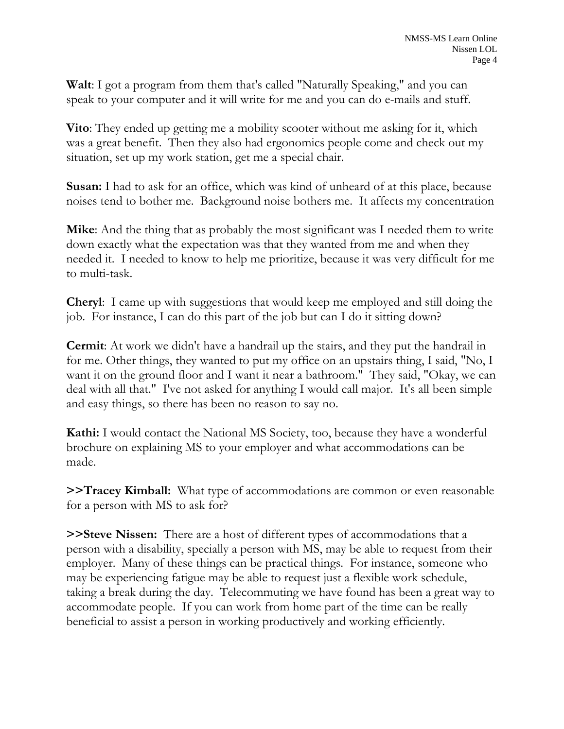**Walt**: I got a program from them that's called "Naturally Speaking," and you can speak to your computer and it will write for me and you can do e-mails and stuff.

**Vito**: They ended up getting me a mobility scooter without me asking for it, which was a great benefit. Then they also had ergonomics people come and check out my situation, set up my work station, get me a special chair.

**Susan:** I had to ask for an office, which was kind of unheard of at this place, because noises tend to bother me. Background noise bothers me. It affects my concentration

**Mike**: And the thing that as probably the most significant was I needed them to write down exactly what the expectation was that they wanted from me and when they needed it. I needed to know to help me prioritize, because it was very difficult for me to multi-task.

**Cheryl**: I came up with suggestions that would keep me employed and still doing the job. For instance, I can do this part of the job but can I do it sitting down?

**Cermit**: At work we didn't have a handrail up the stairs, and they put the handrail in for me. Other things, they wanted to put my office on an upstairs thing, I said, "No, I want it on the ground floor and I want it near a bathroom." They said, "Okay, we can deal with all that." I've not asked for anything I would call major. It's all been simple and easy things, so there has been no reason to say no.

**Kathi:** I would contact the National MS Society, too, because they have a wonderful brochure on explaining MS to your employer and what accommodations can be made.

**>>Tracey Kimball:** What type of accommodations are common or even reasonable for a person with MS to ask for?

**>>Steve Nissen:** There are a host of different types of accommodations that a person with a disability, specially a person with MS, may be able to request from their employer. Many of these things can be practical things. For instance, someone who may be experiencing fatigue may be able to request just a flexible work schedule, taking a break during the day. Telecommuting we have found has been a great way to accommodate people. If you can work from home part of the time can be really beneficial to assist a person in working productively and working efficiently.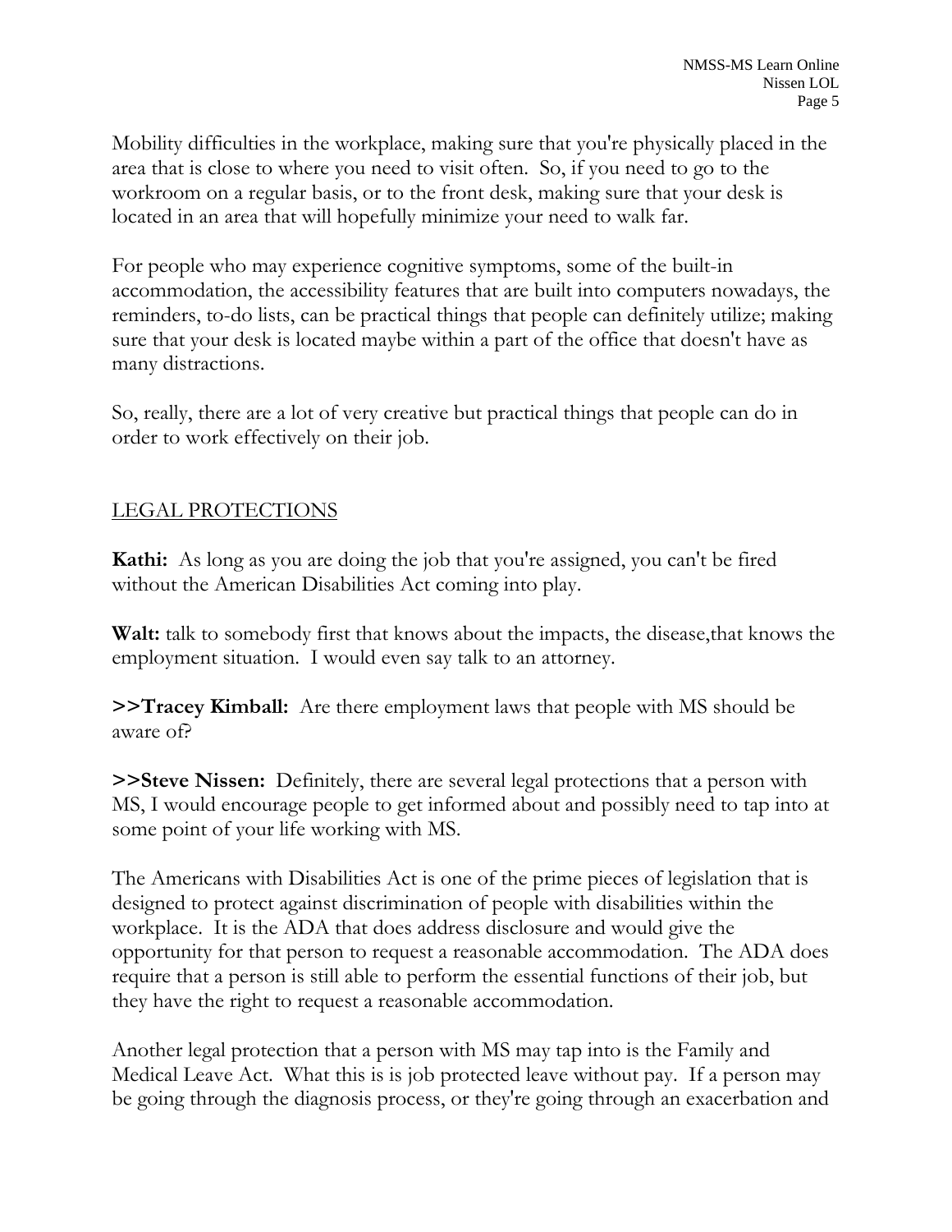Mobility difficulties in the workplace, making sure that you're physically placed in the area that is close to where you need to visit often. So, if you need to go to the workroom on a regular basis, or to the front desk, making sure that your desk is located in an area that will hopefully minimize your need to walk far.

For people who may experience cognitive symptoms, some of the built-in accommodation, the accessibility features that are built into computers nowadays, the reminders, to-do lists, can be practical things that people can definitely utilize; making sure that your desk is located maybe within a part of the office that doesn't have as many distractions.

So, really, there are a lot of very creative but practical things that people can do in order to work effectively on their job.

## LEGAL PROTECTIONS

**Kathi:** As long as you are doing the job that you're assigned, you can't be fired without the American Disabilities Act coming into play.

**Walt:** talk to somebody first that knows about the impacts, the disease,that knows the employment situation. I would even say talk to an attorney.

**>>Tracey Kimball:** Are there employment laws that people with MS should be aware of?

**>>Steve Nissen:** Definitely, there are several legal protections that a person with MS, I would encourage people to get informed about and possibly need to tap into at some point of your life working with MS.

The Americans with Disabilities Act is one of the prime pieces of legislation that is designed to protect against discrimination of people with disabilities within the workplace. It is the ADA that does address disclosure and would give the opportunity for that person to request a reasonable accommodation. The ADA does require that a person is still able to perform the essential functions of their job, but they have the right to request a reasonable accommodation.

Another legal protection that a person with MS may tap into is the Family and Medical Leave Act. What this is is job protected leave without pay. If a person may be going through the diagnosis process, or they're going through an exacerbation and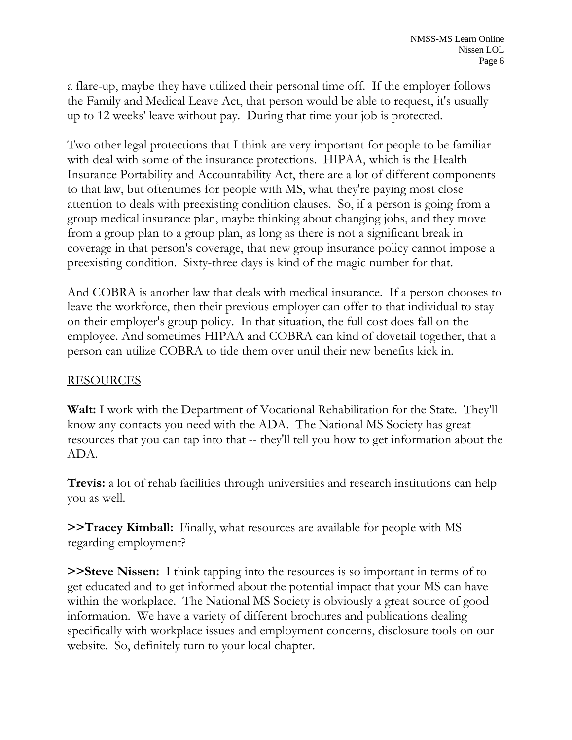a flare-up, maybe they have utilized their personal time off. If the employer follows the Family and Medical Leave Act, that person would be able to request, it's usually up to 12 weeks' leave without pay. During that time your job is protected.

Two other legal protections that I think are very important for people to be familiar with deal with some of the insurance protections. HIPAA, which is the Health Insurance Portability and Accountability Act, there are a lot of different components to that law, but oftentimes for people with MS, what they're paying most close attention to deals with preexisting condition clauses. So, if a person is going from a group medical insurance plan, maybe thinking about changing jobs, and they move from a group plan to a group plan, as long as there is not a significant break in coverage in that person's coverage, that new group insurance policy cannot impose a preexisting condition. Sixty-three days is kind of the magic number for that.

And COBRA is another law that deals with medical insurance. If a person chooses to leave the workforce, then their previous employer can offer to that individual to stay on their employer's group policy. In that situation, the full cost does fall on the employee. And sometimes HIPAA and COBRA can kind of dovetail together, that a person can utilize COBRA to tide them over until their new benefits kick in.

<u>RESOURCES</u>

**Walt:** I work with the Department of Vocational Rehabilitation for the State. They'll know any contacts you need with the ADA. The National MS Society has great resources that you can tap into that -- they'll tell you how to get information about the ADA.

**Trevis:** a lot of rehab facilities through universities and research institutions can help you as well.

**>>Tracey Kimball:** Finally, what resources are available for people with MS regarding employment?

**>>Steve Nissen:** I think tapping into the resources is so important in terms of to get educated and to get informed about the potential impact that your MS can have within the workplace. The National MS Society is obviously a great source of good information. We have a variety of different brochures and publications dealing specifically with workplace issues and employment concerns, disclosure tools on our website. So, definitely turn to your local chapter.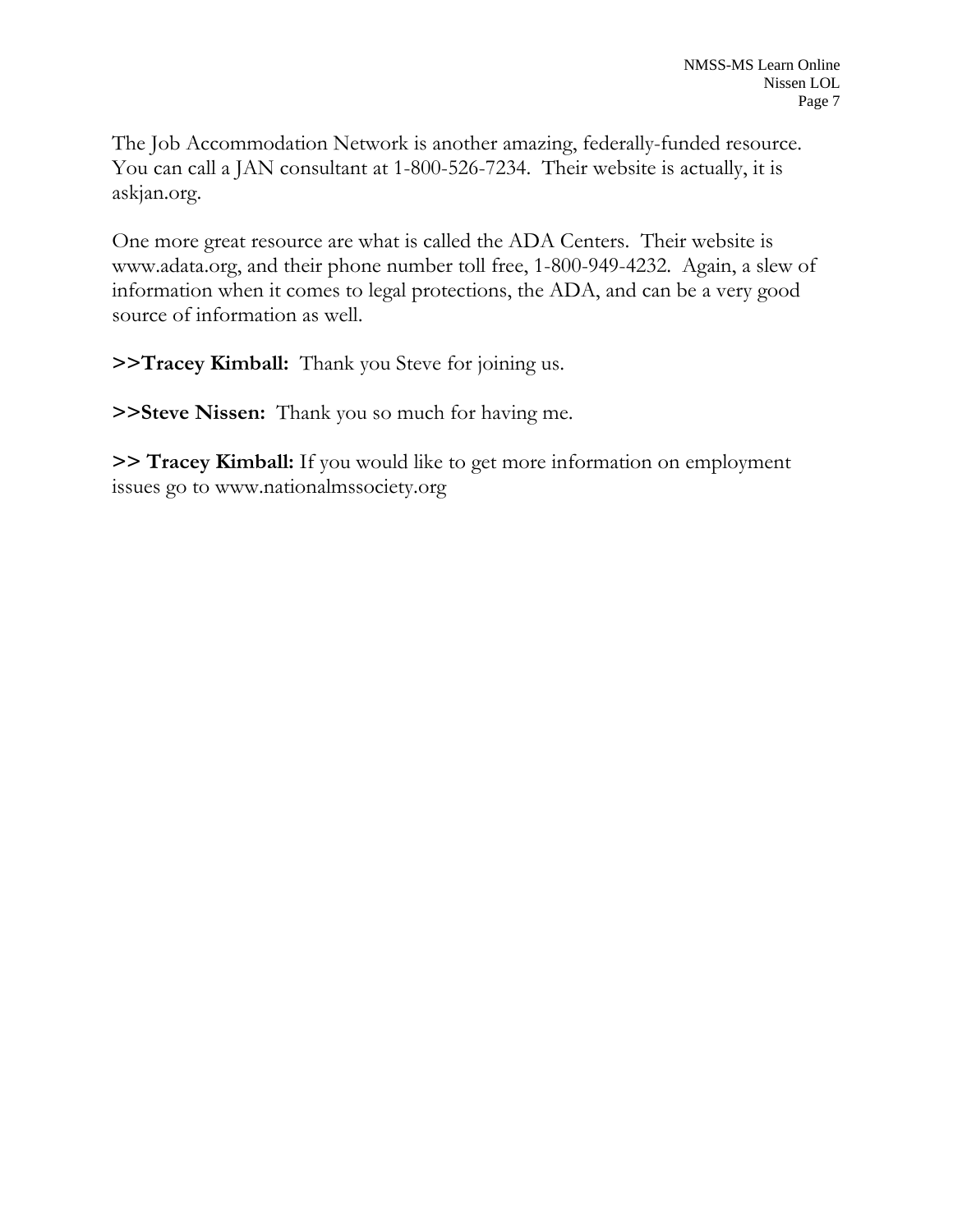The Job Accommodation Network is another amazing, federally-funded resource. You can call a JAN consultant at 1-800-526-7234. Their website is actually, it is askjan.org.

One more great resource are what is called the ADA Centers. Their website is www.adata.org, and their phone number toll free, 1-800-949-4232. Again, a slew of information when it comes to legal protections, the ADA, and can be a very good source of information as well.

**>>Tracey Kimball:** Thank you Steve for joining us.

**>>Steve Nissen:** Thank you so much for having me.

**>> Tracey Kimball:** If you would like to get more information on employment issues go to www.nationalmssociety.org